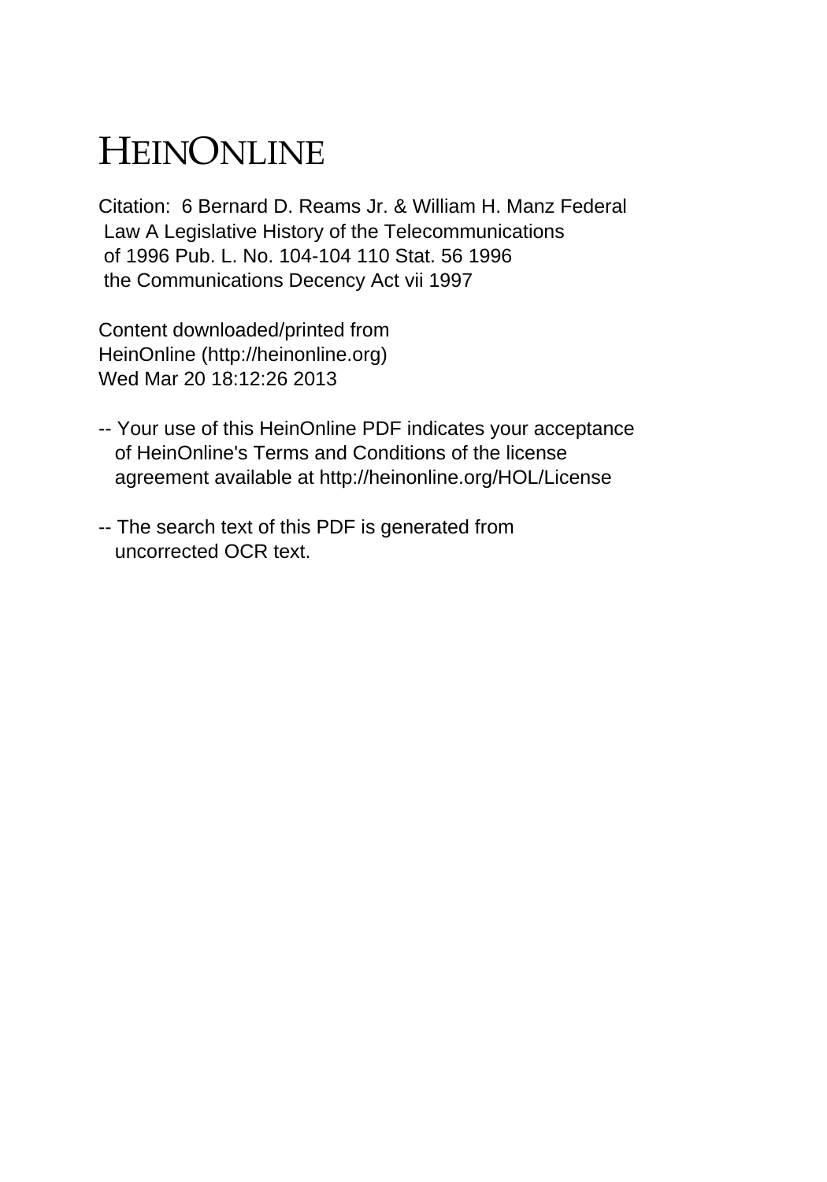# HEINONLINE

Citation: 6 Bernard D. Reams Jr. & William H. Manz Federal Law A Legislative History of the Telecommunications of 1996 Pub. L. No. 104-104 110 Stat. 56 1996 the Communications Decency Act vii 1997

Content downloaded/printed from HeinOnline (http://heinonline.org) Wed Mar 20 18:12:26 2013

-- Your use of this HeinOnline PDF indicates your acceptance of HeinOnline's Terms and Conditions of the license agreement available at http://heinonline.org/HOL/License

-- The search text of this PDF is generated from uncorrected OCR text.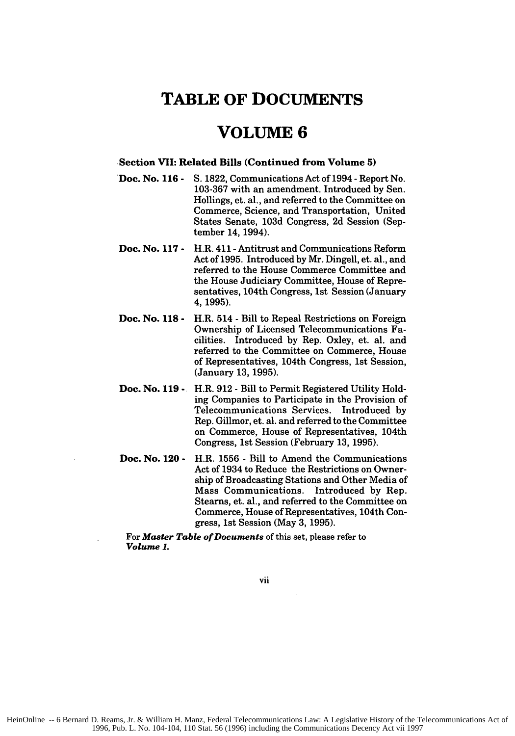# TABLE OF DOCUMENTS

# VOLUME 6

**Section VII: Related Bills (Continued from Volume 5)**

**Doc. No. 116 -** S. 1822, Communications Act of 1994 - Report No. 103-367 with an amendment. Introduced by Sen. Hollings, et. al., and referred to the Committee on Commerce, Science, and Transportation, United States Senate, 103d Congress, 2d Session (September 14, 1994).

**Doc. No. 117 -** H.R. 411 - Antitrust and Communications Reform Act of 1995. Introduced by Mr. Dingell, et. al., and referred to the House Commerce Committee and the House Judiciary Committee, House of Representatives, 104th Congress, 1st Session (January 4, 1995).

**Doc. No. 118 -** H.R. 514 - Bill to Repeal Restrictions on Foreign Ownership of Licensed Telecommunications Facilities. Introduced by Rep. Oxley, et. al. and referred to the Committee on Commerce, House of Representatives, 104th Congress, 1st Session, (January 13, 1995).

**Doc. No. 119 -** H.R. 912 - Bill to Permit Registered Utility Holding Companies to Participate in the Provision of Telecommunications Services. Introduced by Rep. Gillmor, et. al. and referred to the Committee on Commerce, House of Representatives, 104th Congress, 1st Session (February 13, 1995).

**Doc. No. 120 -** H.R. 1556 - Bill to Amend the Communications Act of 1934 to Reduce the Restrictions on Ownership of Broadcasting Stations and Other Media of Mass Communications. Introduced by Rep. Stearns, et. al., and referred to the Committee on Commerce, House of Representatives, 104th Congress, 1st Session (May 3, 1995).

For ***Master Table of Documents*** of this set, please refer to ***Volume 1.***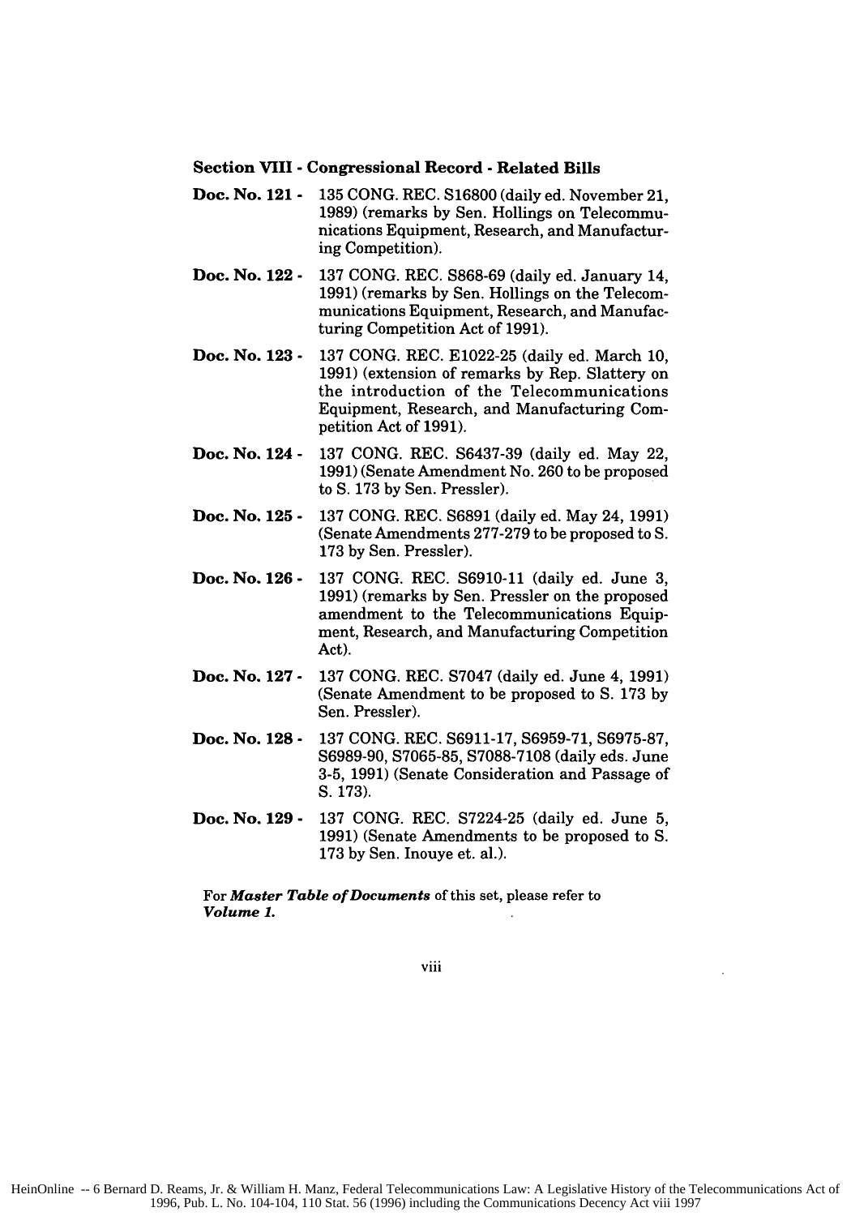**Section VIII - Congressional Record - Related Bills**

**Doc. No. 121 -** 135 CONG. REC. S16800 (daily ed. November 21, 1989) (remarks by Sen. Hollings on Telecommunications Equipment, Research, and Manufacturing Competition).

**Doc. No. 122 -** 137 CONG. REC. S868-69 (daily ed. January 14, 1991) (remarks by Sen. Hollings on the Telecommunications Equipment, Research, and Manufacturing Competition Act of 1991).

**Doc. No. 123 -** 137 CONG. REC. E1022-25 (daily ed. March 10, 1991) (extension of remarks by Rep. Slattery on the introduction of the Telecommunications Equipment, Research, and Manufacturing Competition Act of 1991).

**Doc. No. 124 -** 137 CONG. REC. S6437-39 (daily ed. May 22, 1991) (Senate Amendment No. 260 to be proposed to S. 173 by Sen. Pressler).

**Doc. No. 125 -** 137 CONG. REC. S6891 (daily ed. May 24, 1991) (Senate Amendments 277-279 to be proposed to S. 173 by Sen. Pressler).

**Doc. No. 126 -** 137 CONG. REC. S6910-11 (daily ed. June 3, 1991) (remarks by Sen. Pressler on the proposed amendment to the Telecommunications Equipment, Research, and Manufacturing Competition Act).

**Doc. No. 127 -** 137 CONG. REC. S7047 (daily ed. June 4, 1991) (Senate Amendment to be proposed to S. 173 by Sen. Pressler).

**Doc. No. 128 -** 137 CONG. REC. S6911-17, S6959-71, S6975-87, S6989-90, S7065-85, S7088-7108 (daily eds. June 3-5, 1991) (Senate Consideration and Passage of S. 173).

**Doc. No. 129 -** 137 CONG. REC. S7224-25 (daily ed. June 5, 1991) (Senate Amendments to be proposed to S. 173 by Sen. Inouye et. al.).

For ***Master Table of Documents*** of this set, please refer to ***Volume 1.***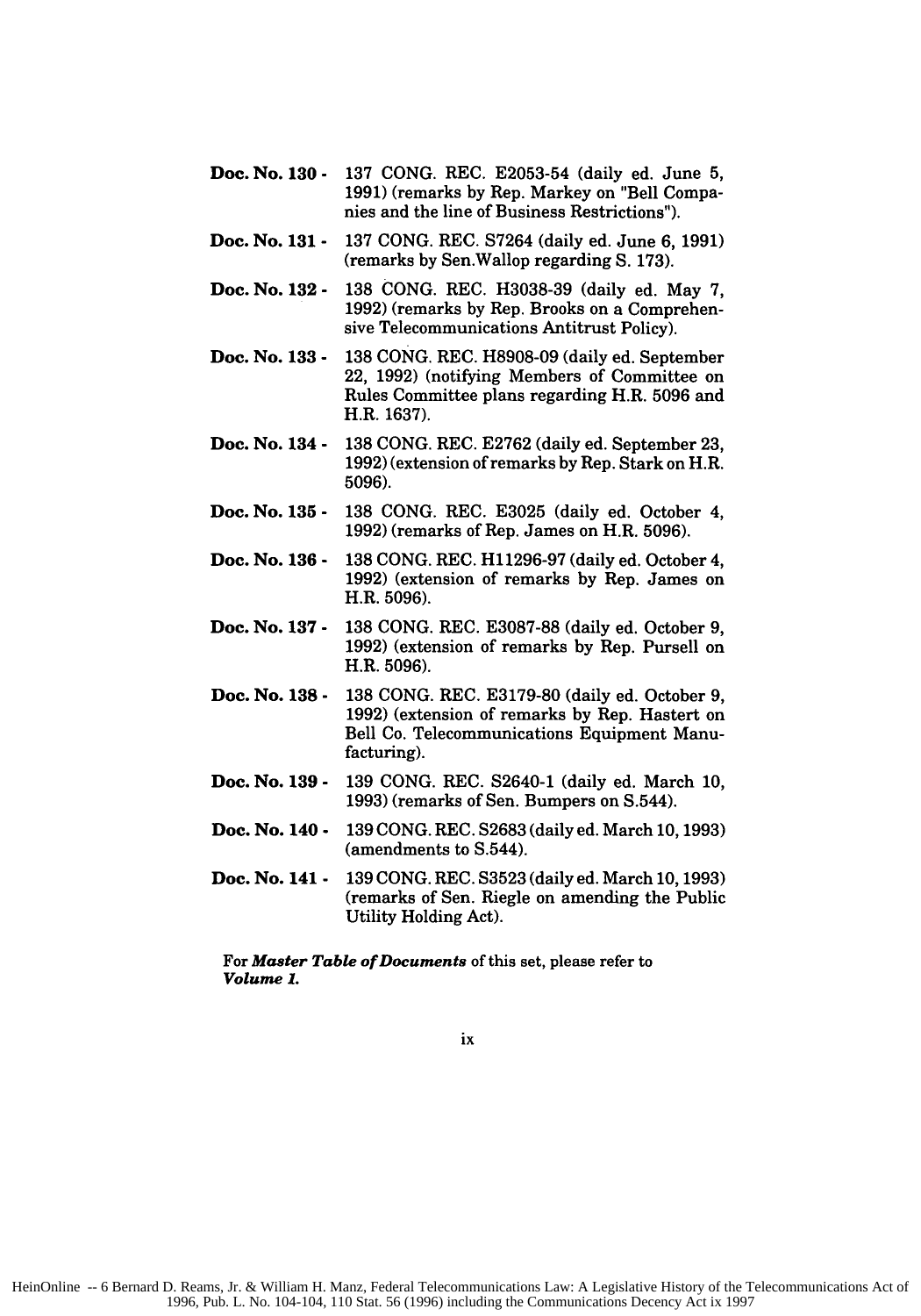**Doc. No. 130 -** 137 CONG. REC. E2053-54 (daily ed. June 5, 1991) (remarks by Rep. Markey on "Bell Companies and the line of Business Restrictions").

**Doc. No. 131 -** 137 CONG. REC. S7264 (daily ed. June 6, 1991) (remarks by Sen.Wallop regarding S. 173).

**Doc. No. 132 -** 138 CONG. REC. H3038-39 (daily ed. May 7, 1992) (remarks by Rep. Brooks on a Comprehensive Telecommunications Antitrust Policy).

**Doc. No. 133 -** 138 CONG. REC. H8908-09 (daily ed. September 22, 1992) (notifying Members of Committee on Rules Committee plans regarding H.R. 5096 and H.R. 1637).

**Doc. No. 134 -** 138 CONG. REC. E2762 (daily ed. September 23, 1992) (extension of remarks by Rep. Stark on H.R. 5096).

**Doc. No. 135 -** 138 CONG. REC. E3025 (daily ed. October 4, 1992) (remarks of Rep. James on H.R. 5096).

**Doc. No. 136 -** 138 CONG. REC. H11296-97 (daily ed. October 4, 1992) (extension of remarks by Rep. James on H.R. 5096).

**Doc. No. 137 -** 138 CONG. REC. E3087-88 (daily ed. October 9, 1992) (extension of remarks by Rep. Pursell on H.R. 5096).

**Doc. No. 138 -** 138 CONG. REC. E3179-80 (daily ed. October 9, 1992) (extension of remarks by Rep. Hastert on Bell Co. Telecommunications Equipment Manufacturing).

**Doc. No. 139 -** 139 CONG. REC. S2640-1 (daily ed. March 10, 1993) (remarks of Sen. Bumpers on S.544).

**Doc. No. 140 -** 139 CONG. REC. S2683 (daily ed. March 10, 1993) (amendments to S.544).

**Doc. No. 141 -** 139 CONG. REC. S3523 (daily ed. March 10, 1993) (remarks of Sen. Riegle on amending the Public Utility Holding Act).

For ***Master Table of Documents*** of this set, please refer to ***Volume 1.***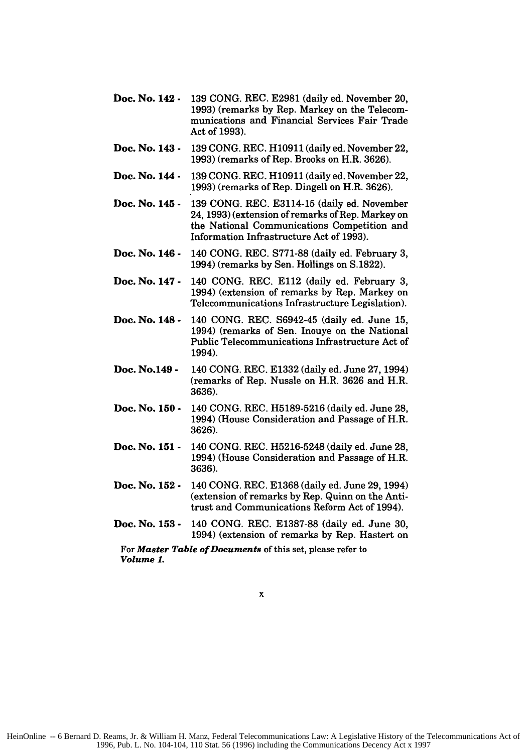**Doc. No. 142 -** 139 CONG. REC. E2981 (daily ed. November 20, 1993) (remarks by Rep. Markey on the Telecommunications and Financial Services Fair Trade Act of 1993).

**Doc. No. 143 -** 139 CONG. REC. H10911 (daily ed. November 22, 1993) (remarks of Rep. Brooks on H.R. 3626).

**Doc. No. 144 -** 139 CONG. REC. H10911 (daily ed. November 22, 1993) (remarks of Rep. Dingell on H.R. 3626).

**Doc. No. 145 -** 139 CONG. REC. E3114-15 (daily ed. November 24, 1993) (extension of remarks of Rep. Markey on the National Communications Competition and Information Infrastructure Act of 1993).

**Doc. No. 146 -** 140 CONG. REC. S771-88 (daily ed. February 3, 1994) (remarks by Sen. Hollings on S.1822).

**Doc. No. 147 -** 140 CONG. REC. E112 (daily ed. February 3, 1994) (extension of remarks by Rep. Markey on Telecommunications Infrastructure Legislation).

**Doc. No. 148 -** 140 CONG. REC. S6942-45 (daily ed. June 15, 1994) (remarks of Sen. Inouye on the National Public Telecommunications Infrastructure Act of 1994).

**Doc. No.149 -** 140 CONG. REC. E1332 (daily ed. June 27, 1994) (remarks of Rep. Nussle on H.R. 3626 and H.R. 3636).

**Doc. No. 150 -** 140 CONG. REC. H5189-5216 (daily ed. June 28, 1994) (House Consideration and Passage of H.R. 3626).

**Doc. No. 151 -** 140 CONG. REC. H5216-5248 (daily ed. June 28, 1994) (House Consideration and Passage of H.R. 3636).

**Doc. No. 152 -** 140 CONG. REC. E1368 (daily ed. June 29, 1994) (extension of remarks by Rep. Quinn on the Antitrust and Communications Reform Act of 1994).

**Doc. No. 153 -** 140 CONG. REC. E1387-88 (daily ed. June 30, 1994) (extension of remarks by Rep. Hastert on

For ***Master Table of Documents*** of this set, please refer to ***Volume 1.***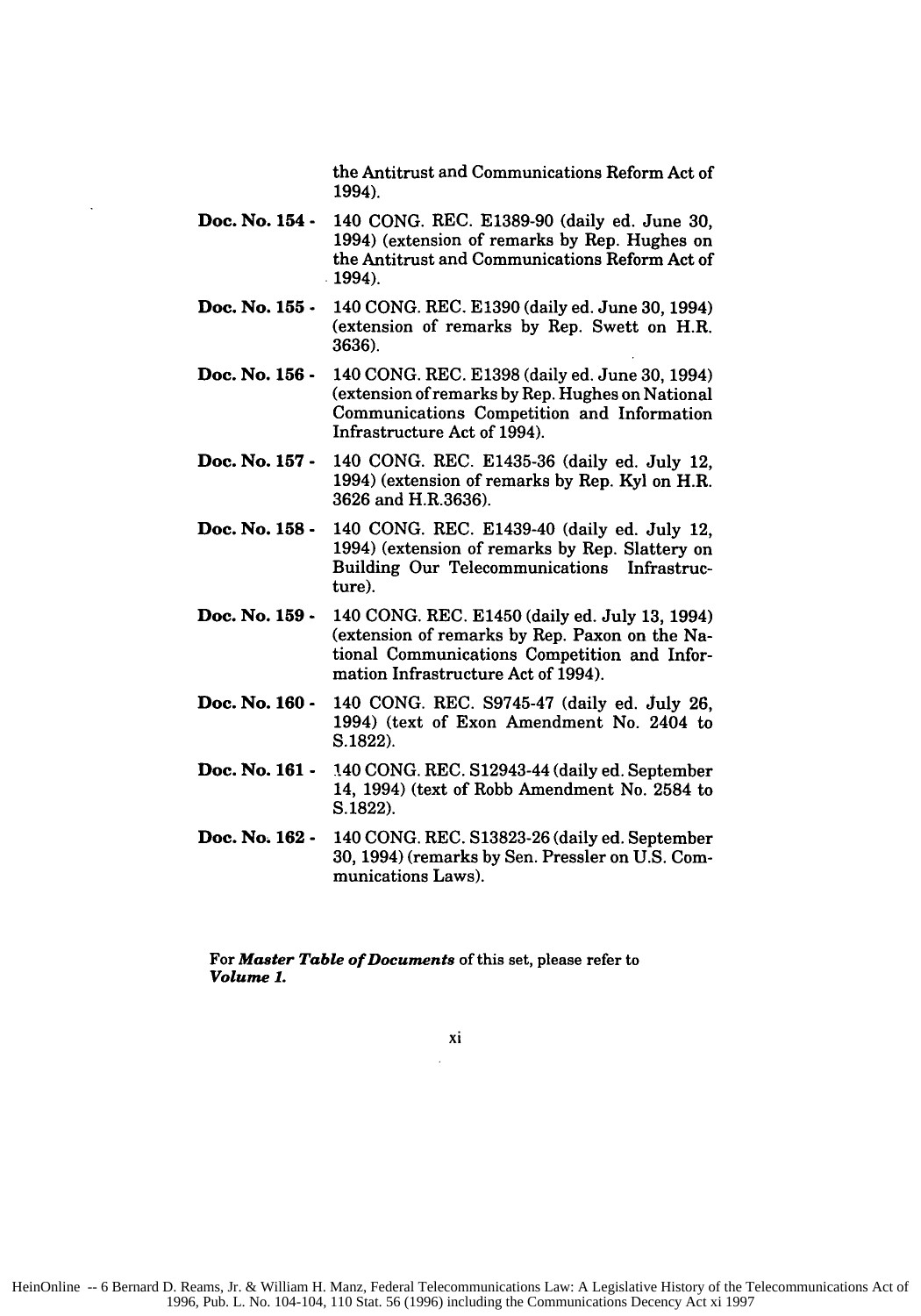the Antitrust and Communications Reform Act of 1994).

**Doc. No. 154 -** 140 CONG. REC. E1389-90 (daily ed. June 30, 1994) (extension of remarks by Rep. Hughes on the Antitrust and Communications Reform Act of 1994).

**Doc. No. 155 -** 140 CONG. REC. E1390 (daily ed. June 30, 1994) (extension of remarks by Rep. Swett on H.R. 3636).

**Doc. No. 156 -** 140 CONG. REC. E1398 (daily ed. June 30, 1994) (extension of remarks by Rep. Hughes on National Communications Competition and Information Infrastructure Act of 1994).

**Doc. No. 157 -** 140 CONG. REC. E1435-36 (daily ed. July 12, 1994) (extension of remarks by Rep. Kyl on H.R. 3626 and H.R.3636).

**Doc. No. 158 -** 140 CONG. REC. E1439-40 (daily ed. July 12, 1994) (extension of remarks by Rep. Slattery on Building Our Telecommunications Infrastructure).

**Doc. No. 159 -** 140 CONG. REC. E1450 (daily ed. July 13, 1994) (extension of remarks by Rep. Paxon on the National Communications Competition and Information Infrastructure Act of 1994).

**Doc. No. 160 -** 140 CONG. REC. S9745-47 (daily ed. July 26, 1994) (text of Exon Amendment No. 2404 to S.1822).

**Doc. No. 161 -** 140 CONG. REC. S12943-44 (daily ed. September 14, 1994) (text of Robb Amendment No. 2584 to S.1822).

**Doc. No. 162 -** 140 CONG. REC. S13823-26 (daily ed. September 30, 1994) (remarks by Sen. Pressler on U.S. Communications Laws).

For ***Master Table of Documents*** of this set, please refer to ***Volume 1.***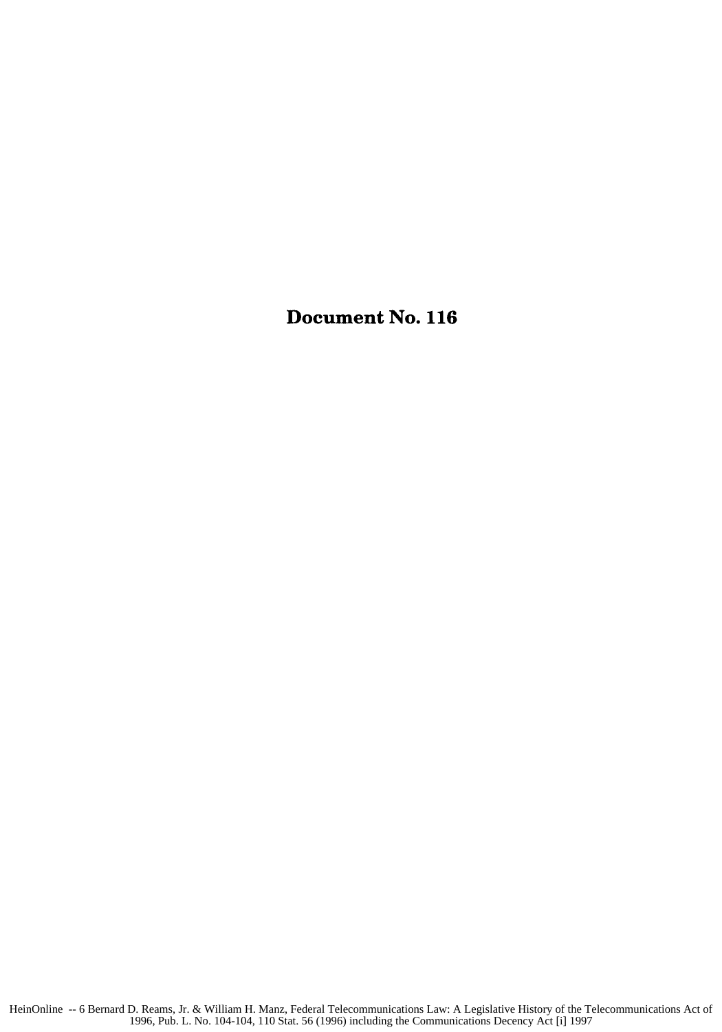# Document No. 116